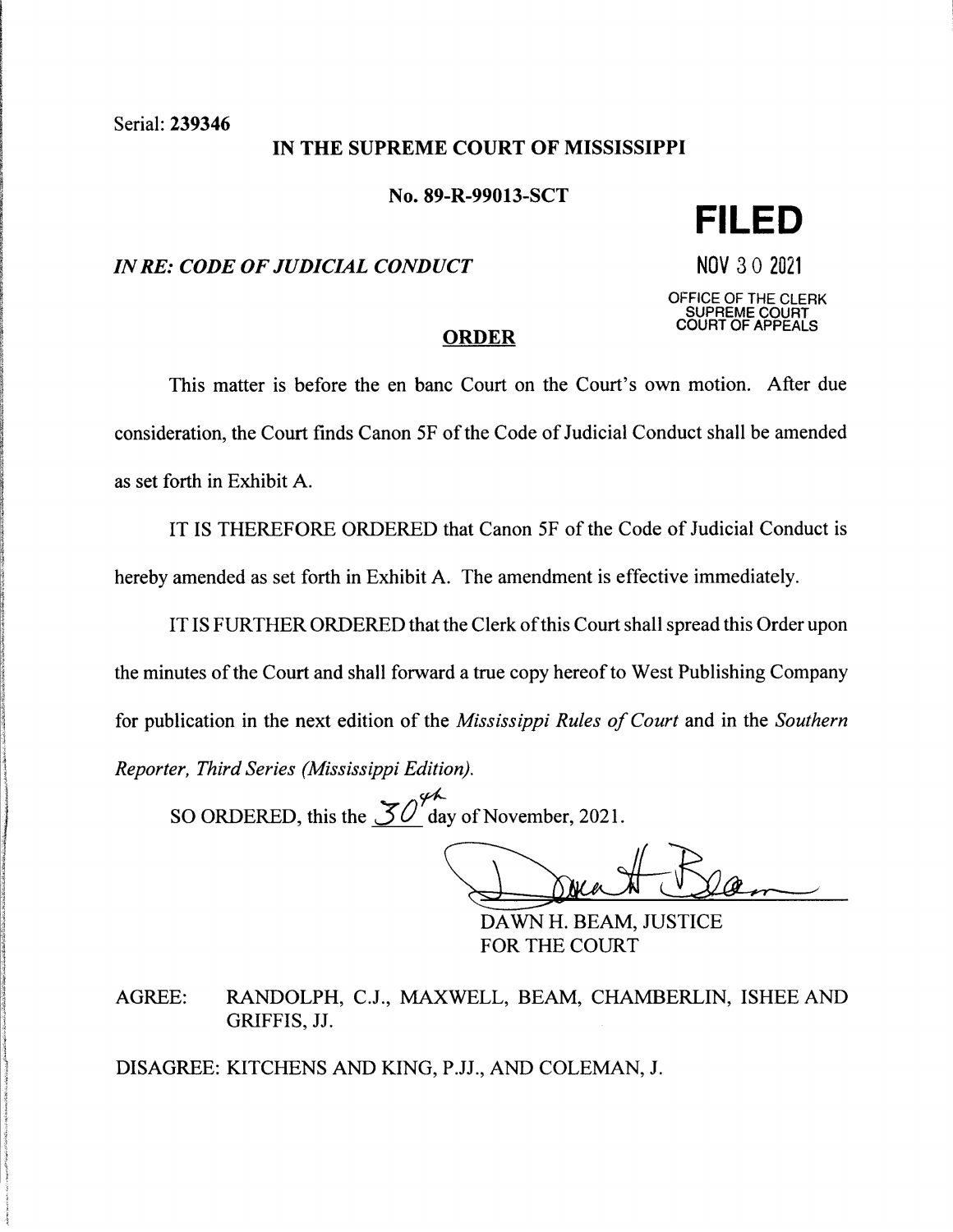Serial: **239346**

**IN THE SUPREME COURT OF MISSISSIPPI**

**No. 89-R-99013-SCT**

***IN RE: CODE OF JUDICIAL CONDUCT***

**FILED**

NOV 30 2021

OFFICE OF THE CLERK
SUPREME COURT
COURT OF APPEALS

**ORDER**

This matter is before the en banc Court on the Court's own motion. After due consideration, the Court finds Canon 5F of the Code of Judicial Conduct shall be amended as set forth in Exhibit A.

IT IS THEREFORE ORDERED that Canon 5F of the Code of Judicial Conduct is hereby amended as set forth in Exhibit A. The amendment is effective immediately.

IT IS FURTHER ORDERED that the Clerk of this Court shall spread this Order upon the minutes of the Court and shall forward a true copy hereof to West Publishing Company for publication in the next edition of the *Mississippi Rules of Court* and in the *Southern Reporter, Third Series (Mississippi Edition).*

SO ORDERED, this the 30th day of November, 2021.

DAWN H. BEAM, JUSTICE
FOR THE COURT

AGREE: RANDOLPH, C.J., MAXWELL, BEAM, CHAMBERLIN, ISHEE AND GRIFFIS, JJ.

DISAGREE: KITCHENS AND KING, P.JJ., AND COLEMAN, J.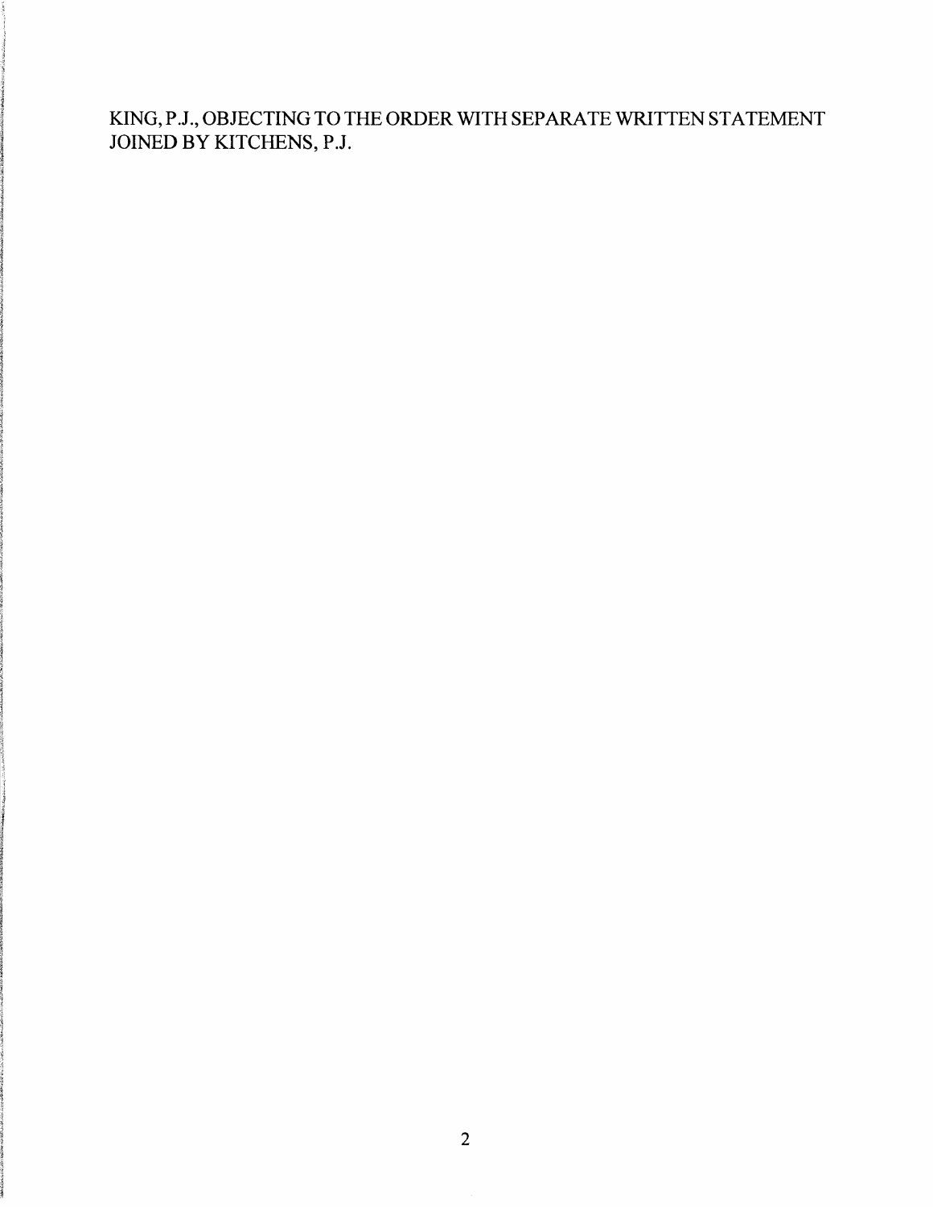KING, P.J., OBJECTING TO THE ORDER WITH SEPARATE WRITTEN STATEMENT JOINED BY KITCHENS, P.J.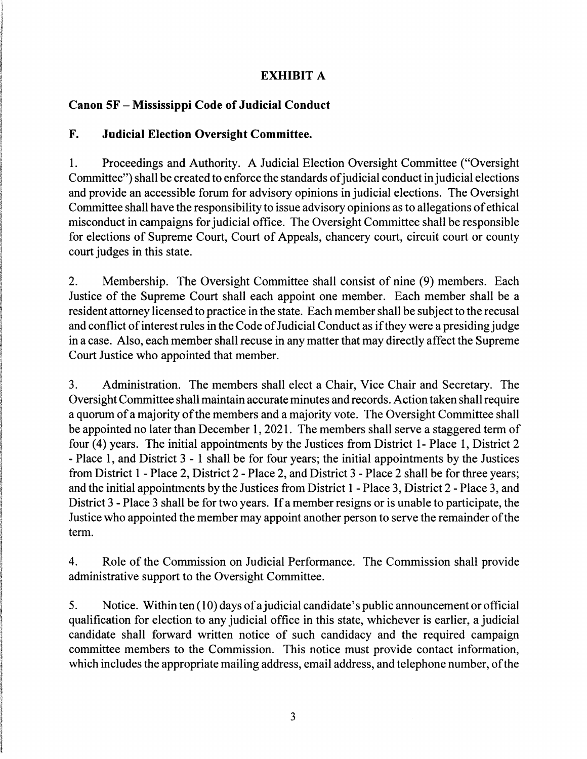## EXHIBIT A

### Canon 5F – Mississippi Code of Judicial Conduct

### F. Judicial Election Oversight Committee.

1. Proceedings and Authority. A Judicial Election Oversight Committee ("Oversight Committee") shall be created to enforce the standards of judicial conduct in judicial elections and provide an accessible forum for advisory opinions in judicial elections. The Oversight Committee shall have the responsibility to issue advisory opinions as to allegations of ethical misconduct in campaigns for judicial office. The Oversight Committee shall be responsible for elections of Supreme Court, Court of Appeals, chancery court, circuit court or county court judges in this state.

2. Membership. The Oversight Committee shall consist of nine (9) members. Each Justice of the Supreme Court shall each appoint one member. Each member shall be a resident attorney licensed to practice in the state. Each member shall be subject to the recusal and conflict of interest rules in the Code of Judicial Conduct as if they were a presiding judge in a case. Also, each member shall recuse in any matter that may directly affect the Supreme Court Justice who appointed that member.

3. Administration. The members shall elect a Chair, Vice Chair and Secretary. The Oversight Committee shall maintain accurate minutes and records. Action taken shall require a quorum of a majority of the members and a majority vote. The Oversight Committee shall be appointed no later than December 1, 2021. The members shall serve a staggered term of four (4) years. The initial appointments by the Justices from District 1- Place 1, District 2 - Place 1, and District 3 - 1 shall be for four years; the initial appointments by the Justices from District 1 - Place 2, District 2 - Place 2, and District 3 - Place 2 shall be for three years; and the initial appointments by the Justices from District 1 - Place 3, District 2 - Place 3, and District 3 - Place 3 shall be for two years. If a member resigns or is unable to participate, the Justice who appointed the member may appoint another person to serve the remainder of the term.

4. Role of the Commission on Judicial Performance. The Commission shall provide administrative support to the Oversight Committee.

5. Notice. Within ten (10) days of a judicial candidate's public announcement or official qualification for election to any judicial office in this state, whichever is earlier, a judicial candidate shall forward written notice of such candidacy and the required campaign committee members to the Commission. This notice must provide contact information, which includes the appropriate mailing address, email address, and telephone number, of the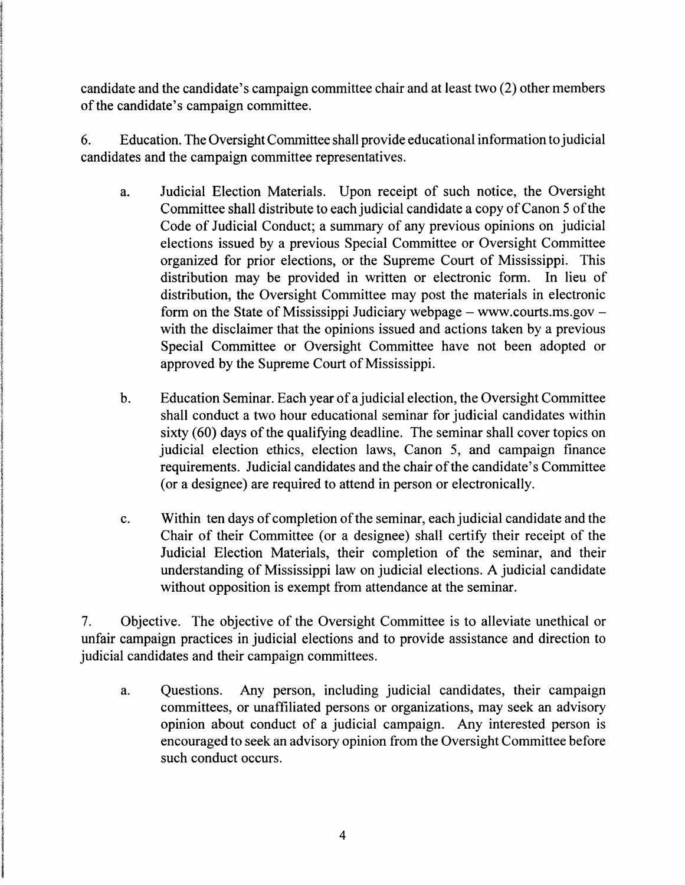candidate and the candidate's campaign committee chair and at least two (2) other members of the candidate's campaign committee.

6. Education. The Oversight Committee shall provide educational information to judicial candidates and the campaign committee representatives.

   a. Judicial Election Materials. Upon receipt of such notice, the Oversight Committee shall distribute to each judicial candidate a copy of Canon 5 of the Code of Judicial Conduct; a summary of any previous opinions on judicial elections issued by a previous Special Committee or Oversight Committee organized for prior elections, or the Supreme Court of Mississippi. This distribution may be provided in written or electronic form. In lieu of distribution, the Oversight Committee may post the materials in electronic form on the State of Mississippi Judiciary webpage – www.courts.ms.gov – with the disclaimer that the opinions issued and actions taken by a previous Special Committee or Oversight Committee have not been adopted or approved by the Supreme Court of Mississippi.

   b. Education Seminar. Each year of a judicial election, the Oversight Committee shall conduct a two hour educational seminar for judicial candidates within sixty (60) days of the qualifying deadline. The seminar shall cover topics on judicial election ethics, election laws, Canon 5, and campaign finance requirements. Judicial candidates and the chair of the candidate's Committee (or a designee) are required to attend in person or electronically.

   c. Within ten days of completion of the seminar, each judicial candidate and the Chair of their Committee (or a designee) shall certify their receipt of the Judicial Election Materials, their completion of the seminar, and their understanding of Mississippi law on judicial elections. A judicial candidate without opposition is exempt from attendance at the seminar.

7. Objective. The objective of the Oversight Committee is to alleviate unethical or unfair campaign practices in judicial elections and to provide assistance and direction to judicial candidates and their campaign committees.

   a. Questions. Any person, including judicial candidates, their campaign committees, or unaffiliated persons or organizations, may seek an advisory opinion about conduct of a judicial campaign. Any interested person is encouraged to seek an advisory opinion from the Oversight Committee before such conduct occurs.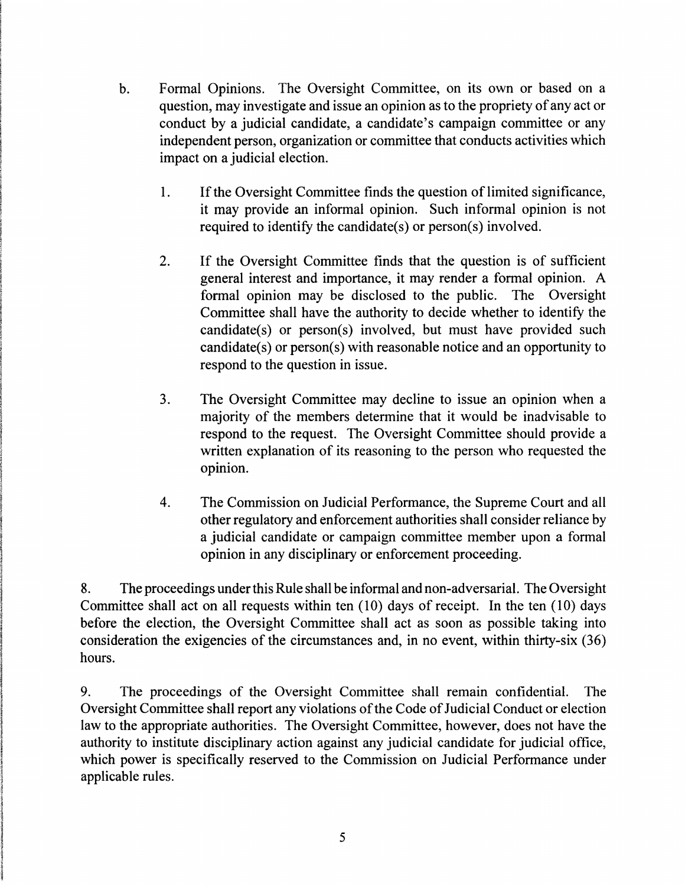b. Formal Opinions. The Oversight Committee, on its own or based on a question, may investigate and issue an opinion as to the propriety of any act or conduct by a judicial candidate, a candidate's campaign committee or any independent person, organization or committee that conducts activities which impact on a judicial election.

   1. If the Oversight Committee finds the question of limited significance, it may provide an informal opinion. Such informal opinion is not required to identify the candidate(s) or person(s) involved.

   2. If the Oversight Committee finds that the question is of sufficient general interest and importance, it may render a formal opinion. A formal opinion may be disclosed to the public. The Oversight Committee shall have the authority to decide whether to identify the candidate(s) or person(s) involved, but must have provided such candidate(s) or person(s) with reasonable notice and an opportunity to respond to the question in issue.

   3. The Oversight Committee may decline to issue an opinion when a majority of the members determine that it would be inadvisable to respond to the request. The Oversight Committee should provide a written explanation of its reasoning to the person who requested the opinion.

   4. The Commission on Judicial Performance, the Supreme Court and all other regulatory and enforcement authorities shall consider reliance by a judicial candidate or campaign committee member upon a formal opinion in any disciplinary or enforcement proceeding.

8. The proceedings under this Rule shall be informal and non-adversarial. The Oversight Committee shall act on all requests within ten (10) days of receipt. In the ten (10) days before the election, the Oversight Committee shall act as soon as possible taking into consideration the exigencies of the circumstances and, in no event, within thirty-six (36) hours.

9. The proceedings of the Oversight Committee shall remain confidential. The Oversight Committee shall report any violations of the Code of Judicial Conduct or election law to the appropriate authorities. The Oversight Committee, however, does not have the authority to institute disciplinary action against any judicial candidate for judicial office, which power is specifically reserved to the Commission on Judicial Performance under applicable rules.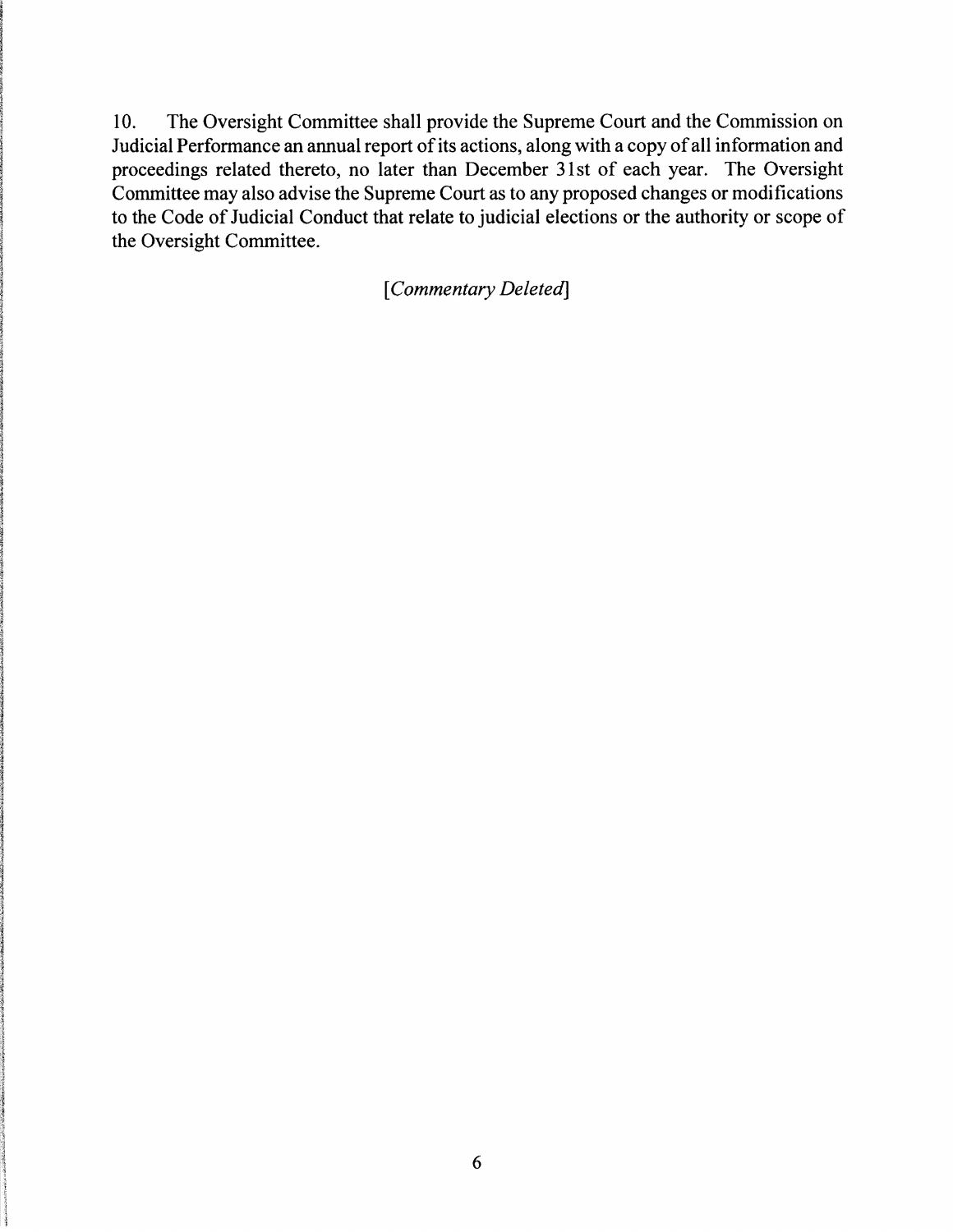10. The Oversight Committee shall provide the Supreme Court and the Commission on Judicial Performance an annual report of its actions, along with a copy of all information and proceedings related thereto, no later than December 31st of each year. The Oversight Committee may also advise the Supreme Court as to any proposed changes or modifications to the Code of Judicial Conduct that relate to judicial elections or the authority or scope of the Oversight Committee.

[*Commentary Deleted*]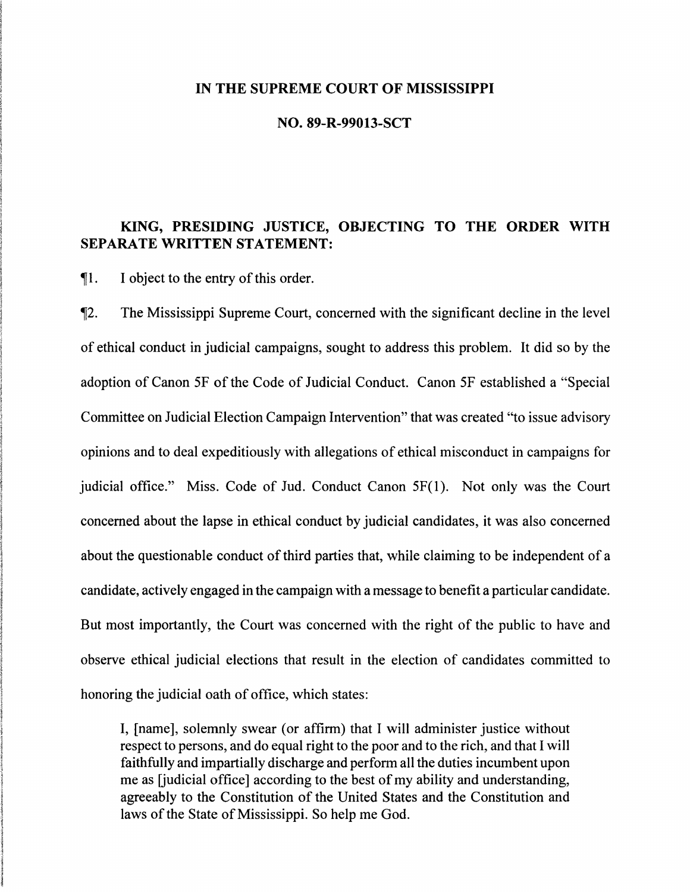**IN THE SUPREME COURT OF MISSISSIPPI**

**NO. 89-R-99013-SCT**

**KING, PRESIDING JUSTICE, OBJECTING TO THE ORDER WITH SEPARATE WRITTEN STATEMENT:**

¶1. I object to the entry of this order.

¶2. The Mississippi Supreme Court, concerned with the significant decline in the level of ethical conduct in judicial campaigns, sought to address this problem. It did so by the adoption of Canon 5F of the Code of Judicial Conduct. Canon 5F established a "Special Committee on Judicial Election Campaign Intervention" that was created "to issue advisory opinions and to deal expeditiously with allegations of ethical misconduct in campaigns for judicial office." Miss. Code of Jud. Conduct Canon 5F(1). Not only was the Court concerned about the lapse in ethical conduct by judicial candidates, it was also concerned about the questionable conduct of third parties that, while claiming to be independent of a candidate, actively engaged in the campaign with a message to benefit a particular candidate. But most importantly, the Court was concerned with the right of the public to have and observe ethical judicial elections that result in the election of candidates committed to honoring the judicial oath of office, which states:

> I, [name], solemnly swear (or affirm) that I will administer justice without respect to persons, and do equal right to the poor and to the rich, and that I will faithfully and impartially discharge and perform all the duties incumbent upon me as [judicial office] according to the best of my ability and understanding, agreeably to the Constitution of the United States and the Constitution and laws of the State of Mississippi. So help me God.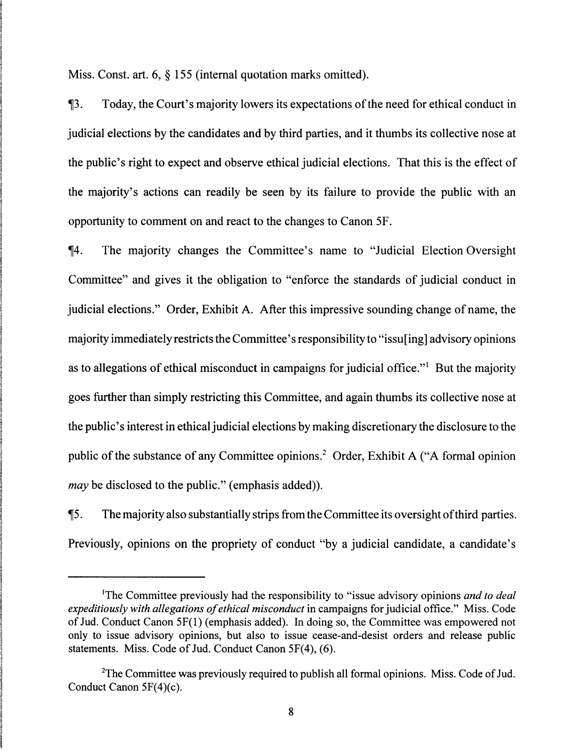Miss. Const. art. 6, § 155 (internal quotation marks omitted).

¶3. Today, the Court's majority lowers its expectations of the need for ethical conduct in judicial elections by the candidates and by third parties, and it thumbs its collective nose at the public's right to expect and observe ethical judicial elections. That this is the effect of the majority's actions can readily be seen by its failure to provide the public with an opportunity to comment on and react to the changes to Canon 5F.

¶4. The majority changes the Committee's name to "Judicial Election Oversight Committee" and gives it the obligation to "enforce the standards of judicial conduct in judicial elections." Order, Exhibit A. After this impressive sounding change of name, the majority immediately restricts the Committee's responsibility to "issu[ing] advisory opinions as to allegations of ethical misconduct in campaigns for judicial office."[1] But the majority goes further than simply restricting this Committee, and again thumbs its collective nose at the public's interest in ethical judicial elections by making discretionary the disclosure to the public of the substance of any Committee opinions.[2] Order, Exhibit A ("A formal opinion *may* be disclosed to the public." (emphasis added)).

¶5. The majority also substantially strips from the Committee its oversight of third parties. Previously, opinions on the propriety of conduct "by a judicial candidate, a candidate's

---

[1]The Committee previously had the responsibility to "issue advisory opinions *and to deal expeditiously with allegations of ethical misconduct* in campaigns for judicial office." Miss. Code of Jud. Conduct Canon 5F(1) (emphasis added). In doing so, the Committee was empowered not only to issue advisory opinions, but also to issue cease-and-desist orders and release public statements. Miss. Code of Jud. Conduct Canon 5F(4), (6).

[2]The Committee was previously required to publish all formal opinions. Miss. Code of Jud. Conduct Canon 5F(4)(c).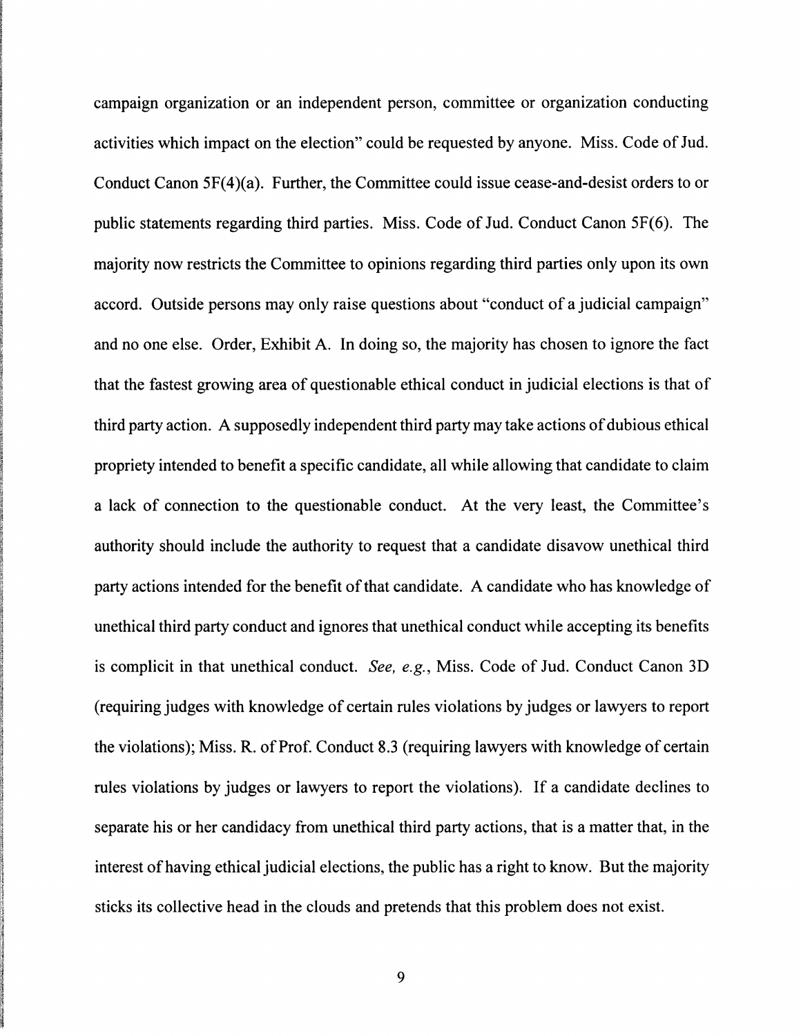campaign organization or an independent person, committee or organization conducting activities which impact on the election" could be requested by anyone. Miss. Code of Jud. Conduct Canon 5F(4)(a). Further, the Committee could issue cease-and-desist orders to or public statements regarding third parties. Miss. Code of Jud. Conduct Canon 5F(6). The majority now restricts the Committee to opinions regarding third parties only upon its own accord. Outside persons may only raise questions about "conduct of a judicial campaign" and no one else. Order, Exhibit A. In doing so, the majority has chosen to ignore the fact that the fastest growing area of questionable ethical conduct in judicial elections is that of third party action. A supposedly independent third party may take actions of dubious ethical propriety intended to benefit a specific candidate, all while allowing that candidate to claim a lack of connection to the questionable conduct. At the very least, the Committee's authority should include the authority to request that a candidate disavow unethical third party actions intended for the benefit of that candidate. A candidate who has knowledge of unethical third party conduct and ignores that unethical conduct while accepting its benefits is complicit in that unethical conduct. *See, e.g.*, Miss. Code of Jud. Conduct Canon 3D (requiring judges with knowledge of certain rules violations by judges or lawyers to report the violations); Miss. R. of Prof. Conduct 8.3 (requiring lawyers with knowledge of certain rules violations by judges or lawyers to report the violations). If a candidate declines to separate his or her candidacy from unethical third party actions, that is a matter that, in the interest of having ethical judicial elections, the public has a right to know. But the majority sticks its collective head in the clouds and pretends that this problem does not exist.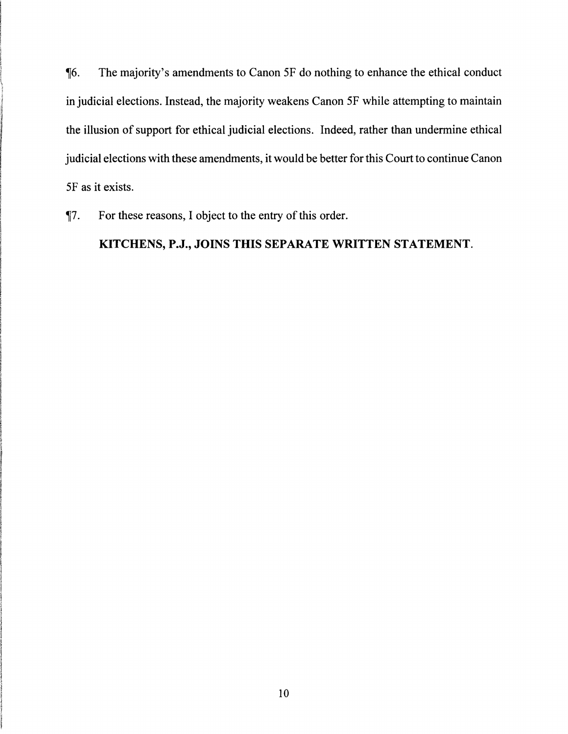¶6. The majority's amendments to Canon 5F do nothing to enhance the ethical conduct in judicial elections. Instead, the majority weakens Canon 5F while attempting to maintain the illusion of support for ethical judicial elections. Indeed, rather than undermine ethical judicial elections with these amendments, it would be better for this Court to continue Canon 5F as it exists.

¶7. For these reasons, I object to the entry of this order.

**KITCHENS, P.J., JOINS THIS SEPARATE WRITTEN STATEMENT.**